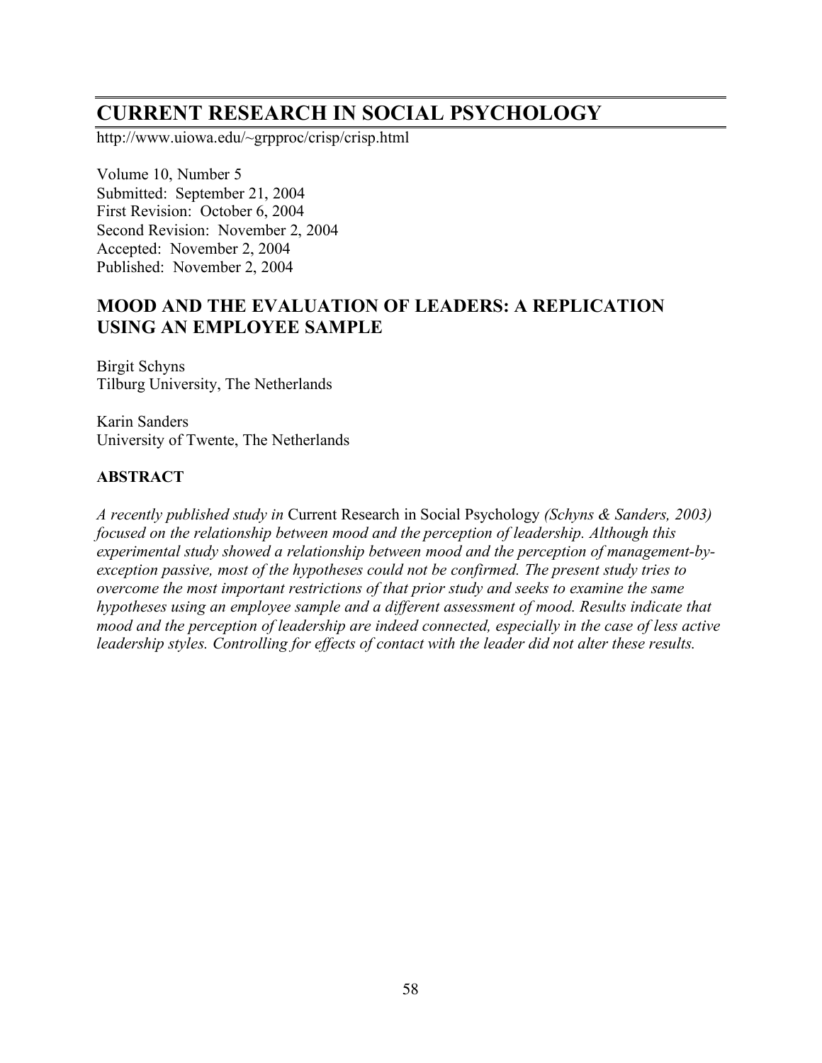# CURRENT RESEARCH IN SOCIAL PSYCHOLOGY

http://www.uiowa.edu/~grpproc/crisp/crisp.html

Volume 10, Number 5
Submitted: September 21, 2004
First Revision: October 6, 2004
Second Revision: November 2, 2004
Accepted: November 2, 2004
Published: November 2, 2004

## MOOD AND THE EVALUATION OF LEADERS: A REPLICATION USING AN EMPLOYEE SAMPLE

Birgit Schyns
Tilburg University, The Netherlands

Karin Sanders
University of Twente, The Netherlands

### ABSTRACT

*A recently published study in* Current Research in Social Psychology *(Schyns & Sanders, 2003) focused on the relationship between mood and the perception of leadership. Although this experimental study showed a relationship between mood and the perception of management-by-exception passive, most of the hypotheses could not be confirmed. The present study tries to overcome the most important restrictions of that prior study and seeks to examine the same hypotheses using an employee sample and a different assessment of mood. Results indicate that mood and the perception of leadership are indeed connected, especially in the case of less active leadership styles. Controlling for effects of contact with the leader did not alter these results.*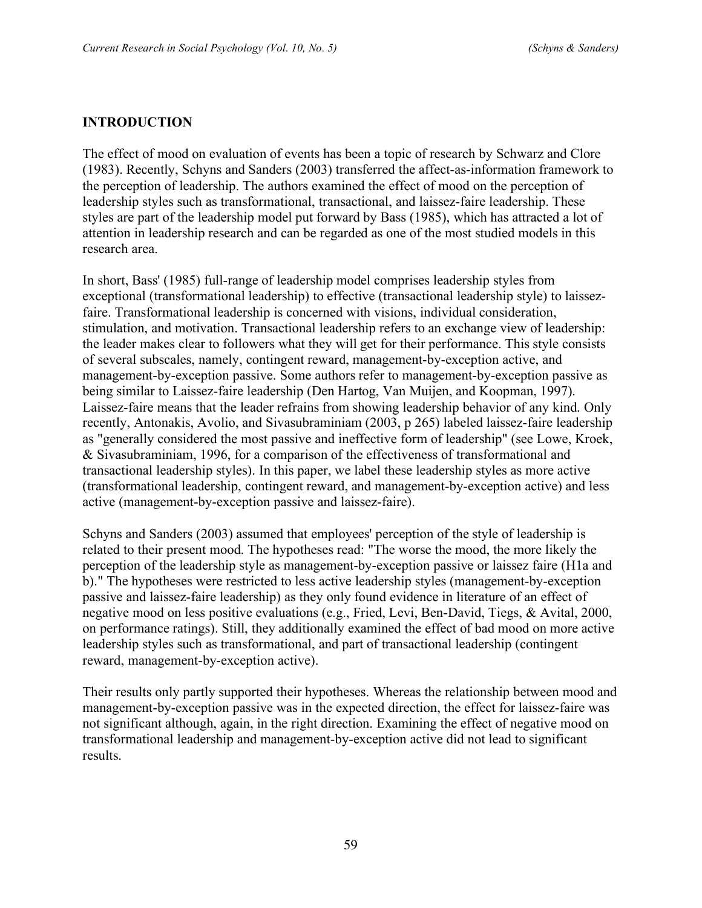## INTRODUCTION

The effect of mood on evaluation of events has been a topic of research by Schwarz and Clore (1983). Recently, Schyns and Sanders (2003) transferred the affect-as-information framework to the perception of leadership. The authors examined the effect of mood on the perception of leadership styles such as transformational, transactional, and laissez-faire leadership. These styles are part of the leadership model put forward by Bass (1985), which has attracted a lot of attention in leadership research and can be regarded as one of the most studied models in this research area.

In short, Bass' (1985) full-range of leadership model comprises leadership styles from exceptional (transformational leadership) to effective (transactional leadership style) to laissez-faire. Transformational leadership is concerned with visions, individual consideration, stimulation, and motivation. Transactional leadership refers to an exchange view of leadership: the leader makes clear to followers what they will get for their performance. This style consists of several subscales, namely, contingent reward, management-by-exception active, and management-by-exception passive. Some authors refer to management-by-exception passive as being similar to Laissez-faire leadership (Den Hartog, Van Muijen, and Koopman, 1997). Laissez-faire means that the leader refrains from showing leadership behavior of any kind. Only recently, Antonakis, Avolio, and Sivasubraminiam (2003, p 265) labeled laissez-faire leadership as "generally considered the most passive and ineffective form of leadership" (see Lowe, Kroek, & Sivasubraminiam, 1996, for a comparison of the effectiveness of transformational and transactional leadership styles). In this paper, we label these leadership styles as more active (transformational leadership, contingent reward, and management-by-exception active) and less active (management-by-exception passive and laissez-faire).

Schyns and Sanders (2003) assumed that employees' perception of the style of leadership is related to their present mood. The hypotheses read: "The worse the mood, the more likely the perception of the leadership style as management-by-exception passive or laissez faire (H1a and b)." The hypotheses were restricted to less active leadership styles (management-by-exception passive and laissez-faire leadership) as they only found evidence in literature of an effect of negative mood on less positive evaluations (e.g., Fried, Levi, Ben-David, Tiegs, & Avital, 2000, on performance ratings). Still, they additionally examined the effect of bad mood on more active leadership styles such as transformational, and part of transactional leadership (contingent reward, management-by-exception active).

Their results only partly supported their hypotheses. Whereas the relationship between mood and management-by-exception passive was in the expected direction, the effect for laissez-faire was not significant although, again, in the right direction. Examining the effect of negative mood on transformational leadership and management-by-exception active did not lead to significant results.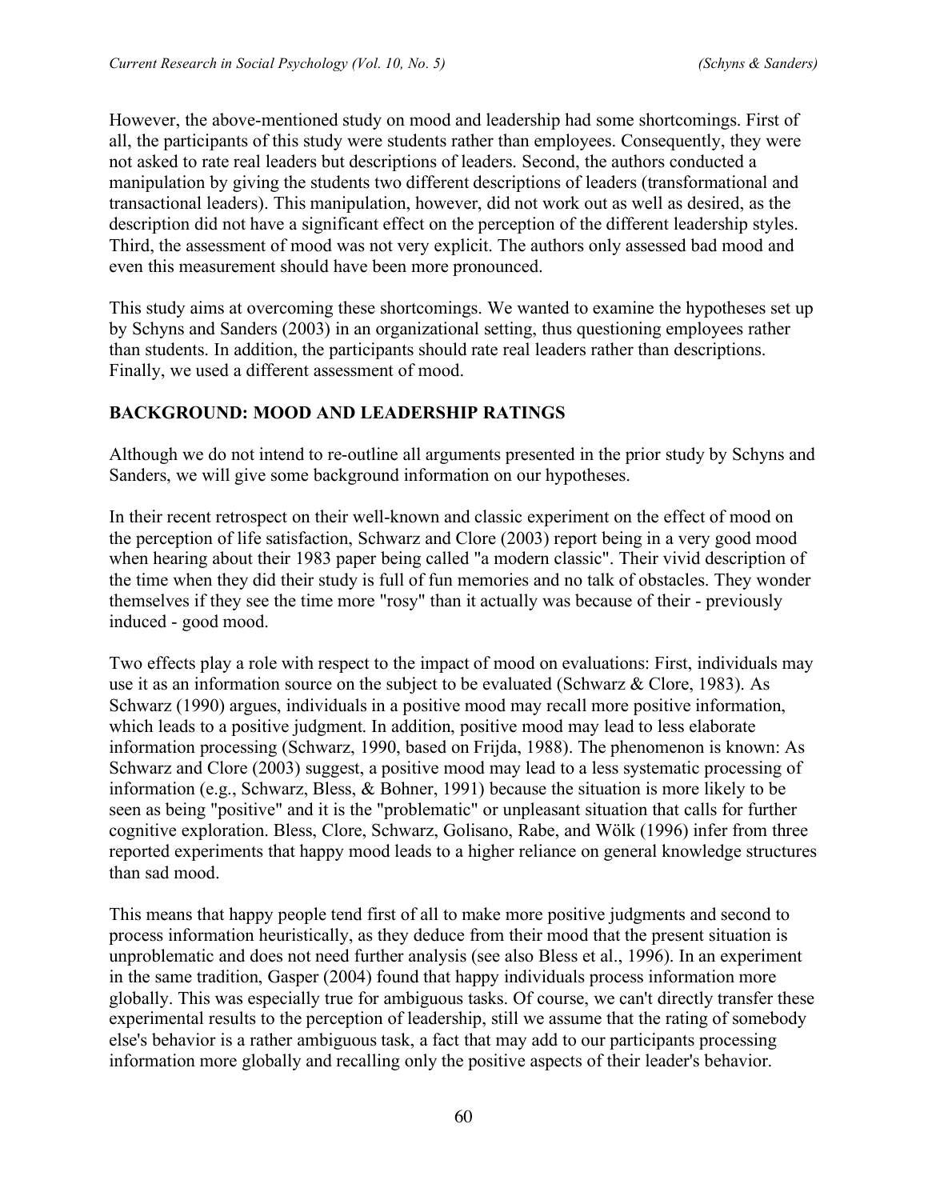However, the above-mentioned study on mood and leadership had some shortcomings. First of all, the participants of this study were students rather than employees. Consequently, they were not asked to rate real leaders but descriptions of leaders. Second, the authors conducted a manipulation by giving the students two different descriptions of leaders (transformational and transactional leaders). This manipulation, however, did not work out as well as desired, as the description did not have a significant effect on the perception of the different leadership styles. Third, the assessment of mood was not very explicit. The authors only assessed bad mood and even this measurement should have been more pronounced.

This study aims at overcoming these shortcomings. We wanted to examine the hypotheses set up by Schyns and Sanders (2003) in an organizational setting, thus questioning employees rather than students. In addition, the participants should rate real leaders rather than descriptions. Finally, we used a different assessment of mood.

## BACKGROUND: MOOD AND LEADERSHIP RATINGS

Although we do not intend to re-outline all arguments presented in the prior study by Schyns and Sanders, we will give some background information on our hypotheses.

In their recent retrospect on their well-known and classic experiment on the effect of mood on the perception of life satisfaction, Schwarz and Clore (2003) report being in a very good mood when hearing about their 1983 paper being called "a modern classic". Their vivid description of the time when they did their study is full of fun memories and no talk of obstacles. They wonder themselves if they see the time more "rosy" than it actually was because of their - previously induced - good mood.

Two effects play a role with respect to the impact of mood on evaluations: First, individuals may use it as an information source on the subject to be evaluated (Schwarz & Clore, 1983). As Schwarz (1990) argues, individuals in a positive mood may recall more positive information, which leads to a positive judgment. In addition, positive mood may lead to less elaborate information processing (Schwarz, 1990, based on Frijda, 1988). The phenomenon is known: As Schwarz and Clore (2003) suggest, a positive mood may lead to a less systematic processing of information (e.g., Schwarz, Bless, & Bohner, 1991) because the situation is more likely to be seen as being "positive" and it is the "problematic" or unpleasant situation that calls for further cognitive exploration. Bless, Clore, Schwarz, Golisano, Rabe, and Wölk (1996) infer from three reported experiments that happy mood leads to a higher reliance on general knowledge structures than sad mood.

This means that happy people tend first of all to make more positive judgments and second to process information heuristically, as they deduce from their mood that the present situation is unproblematic and does not need further analysis (see also Bless et al., 1996). In an experiment in the same tradition, Gasper (2004) found that happy individuals process information more globally. This was especially true for ambiguous tasks. Of course, we can't directly transfer these experimental results to the perception of leadership, still we assume that the rating of somebody else's behavior is a rather ambiguous task, a fact that may add to our participants processing information more globally and recalling only the positive aspects of their leader's behavior.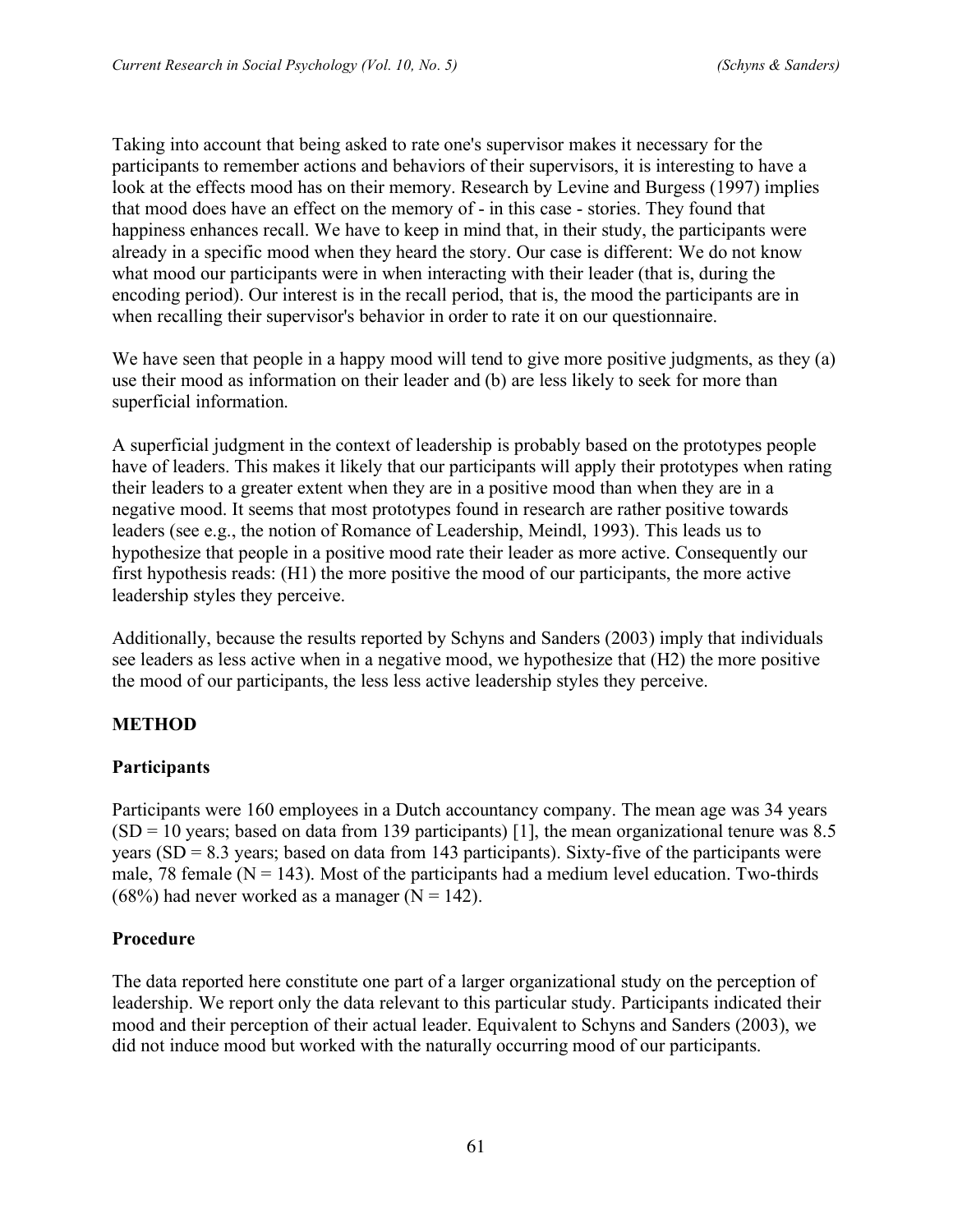Taking into account that being asked to rate one's supervisor makes it necessary for the participants to remember actions and behaviors of their supervisors, it is interesting to have a look at the effects mood has on their memory. Research by Levine and Burgess (1997) implies that mood does have an effect on the memory of - in this case - stories. They found that happiness enhances recall. We have to keep in mind that, in their study, the participants were already in a specific mood when they heard the story. Our case is different: We do not know what mood our participants were in when interacting with their leader (that is, during the encoding period). Our interest is in the recall period, that is, the mood the participants are in when recalling their supervisor's behavior in order to rate it on our questionnaire.

We have seen that people in a happy mood will tend to give more positive judgments, as they (a) use their mood as information on their leader and (b) are less likely to seek for more than superficial information.

A superficial judgment in the context of leadership is probably based on the prototypes people have of leaders. This makes it likely that our participants will apply their prototypes when rating their leaders to a greater extent when they are in a positive mood than when they are in a negative mood. It seems that most prototypes found in research are rather positive towards leaders (see e.g., the notion of Romance of Leadership, Meindl, 1993). This leads us to hypothesize that people in a positive mood rate their leader as more active. Consequently our first hypothesis reads: (H1) the more positive the mood of our participants, the more active leadership styles they perceive.

Additionally, because the results reported by Schyns and Sanders (2003) imply that individuals see leaders as less active when in a negative mood, we hypothesize that (H2) the more positive the mood of our participants, the less less active leadership styles they perceive.

## METHOD

### Participants

Participants were 160 employees in a Dutch accountancy company. The mean age was 34 years (SD = 10 years; based on data from 139 participants) [1], the mean organizational tenure was 8.5 years (SD = 8.3 years; based on data from 143 participants). Sixty-five of the participants were male, 78 female (N = 143). Most of the participants had a medium level education. Two-thirds (68%) had never worked as a manager (N = 142).

### Procedure

The data reported here constitute one part of a larger organizational study on the perception of leadership. We report only the data relevant to this particular study. Participants indicated their mood and their perception of their actual leader. Equivalent to Schyns and Sanders (2003), we did not induce mood but worked with the naturally occurring mood of our participants.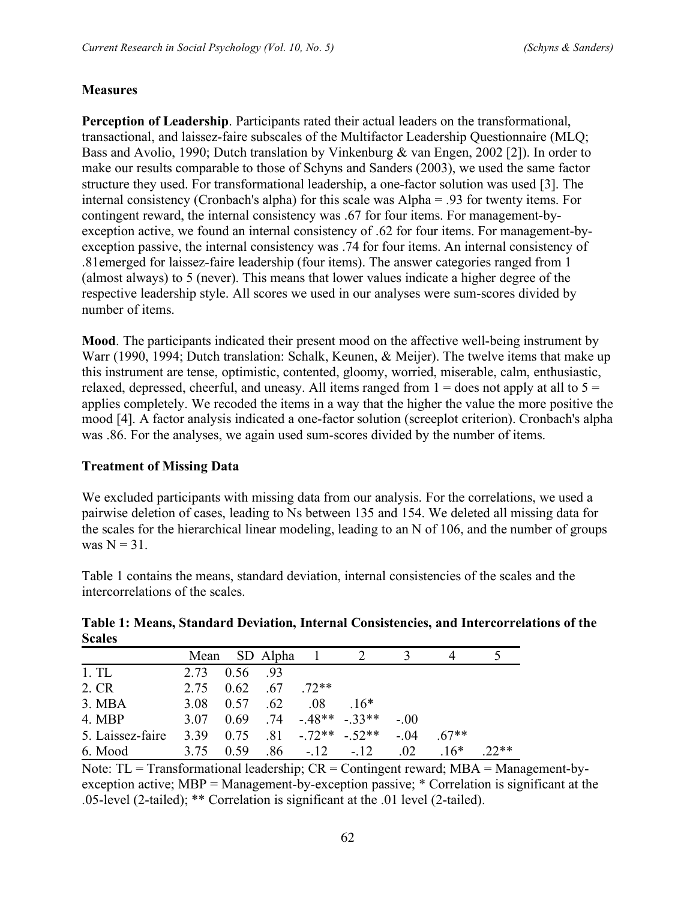## Measures

**Perception of Leadership**. Participants rated their actual leaders on the transformational, transactional, and laissez-faire subscales of the Multifactor Leadership Questionnaire (MLQ; Bass and Avolio, 1990; Dutch translation by Vinkenburg & van Engen, 2002 [2]). In order to make our results comparable to those of Schyns and Sanders (2003), we used the same factor structure they used. For transformational leadership, a one-factor solution was used [3]. The internal consistency (Cronbach's alpha) for this scale was Alpha = .93 for twenty items. For contingent reward, the internal consistency was .67 for four items. For management-by-exception active, we found an internal consistency of .62 for four items. For management-by-exception passive, the internal consistency was .74 for four items. An internal consistency of .81emerged for laissez-faire leadership (four items). The answer categories ranged from 1 (almost always) to 5 (never). This means that lower values indicate a higher degree of the respective leadership style. All scores we used in our analyses were sum-scores divided by number of items.

**Mood**. The participants indicated their present mood on the affective well-being instrument by Warr (1990, 1994; Dutch translation: Schalk, Keunen, & Meijer). The twelve items that make up this instrument are tense, optimistic, contented, gloomy, worried, miserable, calm, enthusiastic, relaxed, depressed, cheerful, and uneasy. All items ranged from 1 = does not apply at all to 5 = applies completely. We recoded the items in a way that the higher the value the more positive the mood [4]. A factor analysis indicated a one-factor solution (screeplot criterion). Cronbach's alpha was .86. For the analyses, we again used sum-scores divided by the number of items.

## Treatment of Missing Data

We excluded participants with missing data from our analysis. For the correlations, we used a pairwise deletion of cases, leading to Ns between 135 and 154. We deleted all missing data for the scales for the hierarchical linear modeling, leading to an N of 106, and the number of groups was N = 31.

Table 1 contains the means, standard deviation, internal consistencies of the scales and the intercorrelations of the scales.

**Table 1: Means, Standard Deviation, Internal Consistencies, and Intercorrelations of the Scales**

| | Mean | SD | Alpha | 1 | 2 | 3 | 4 | 5 |
|---|---|---|---|---|---|---|---|---|
| 1. TL | 2.73 | 0.56 | .93 | | | | | |
| 2. CR | 2.75 | 0.62 | .67 | .72** | | | | |
| 3. MBA | 3.08 | 0.57 | .62 | .08 | .16* | | | |
| 4. MBP | 3.07 | 0.69 | .74 | -.48** | -.33** | -.00 | | |
| 5. Laissez-faire | 3.39 | 0.75 | .81 | -.72** | -.52** | -.04 | .67** | |
| 6. Mood | 3.75 | 0.59 | .86 | -.12 | -.12 | .02 | .16* | .22** |

Note: TL = Transformational leadership; CR = Contingent reward; MBA = Management-by-exception active; MBP = Management-by-exception passive; * Correlation is significant at the .05-level (2-tailed); ** Correlation is significant at the .01 level (2-tailed).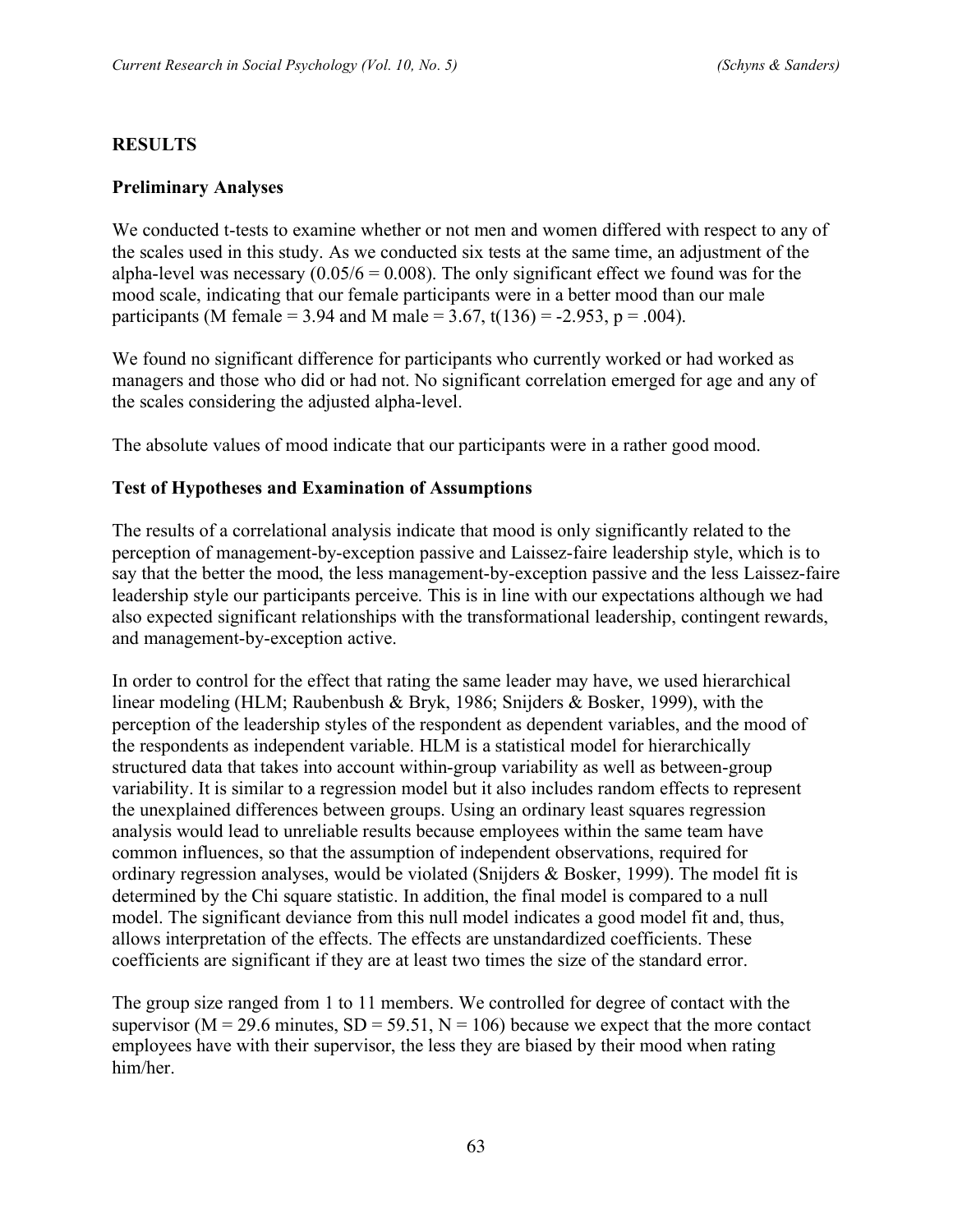## RESULTS

### Preliminary Analyses

We conducted t-tests to examine whether or not men and women differed with respect to any of the scales used in this study. As we conducted six tests at the same time, an adjustment of the alpha-level was necessary ($0.05/6 = 0.008$). The only significant effect we found was for the mood scale, indicating that our female participants were in a better mood than our male participants (M female = 3.94 and M male = 3.67, $t(136) = -2.953$, $p = .004$).

We found no significant difference for participants who currently worked or had worked as managers and those who did or had not. No significant correlation emerged for age and any of the scales considering the adjusted alpha-level.

The absolute values of mood indicate that our participants were in a rather good mood.

### Test of Hypotheses and Examination of Assumptions

The results of a correlational analysis indicate that mood is only significantly related to the perception of management-by-exception passive and Laissez-faire leadership style, which is to say that the better the mood, the less management-by-exception passive and the less Laissez-faire leadership style our participants perceive. This is in line with our expectations although we had also expected significant relationships with the transformational leadership, contingent rewards, and management-by-exception active.

In order to control for the effect that rating the same leader may have, we used hierarchical linear modeling (HLM; Raubenbush & Bryk, 1986; Snijders & Bosker, 1999), with the perception of the leadership styles of the respondent as dependent variables, and the mood of the respondents as independent variable. HLM is a statistical model for hierarchically structured data that takes into account within-group variability as well as between-group variability. It is similar to a regression model but it also includes random effects to represent the unexplained differences between groups. Using an ordinary least squares regression analysis would lead to unreliable results because employees within the same team have common influences, so that the assumption of independent observations, required for ordinary regression analyses, would be violated (Snijders & Bosker, 1999). The model fit is determined by the Chi square statistic. In addition, the final model is compared to a null model. The significant deviance from this null model indicates a good model fit and, thus, allows interpretation of the effects. The effects are unstandardized coefficients. These coefficients are significant if they are at least two times the size of the standard error.

The group size ranged from 1 to 11 members. We controlled for degree of contact with the supervisor ($M = 29.6$ minutes, $SD = 59.51$, $N = 106$) because we expect that the more contact employees have with their supervisor, the less they are biased by their mood when rating him/her.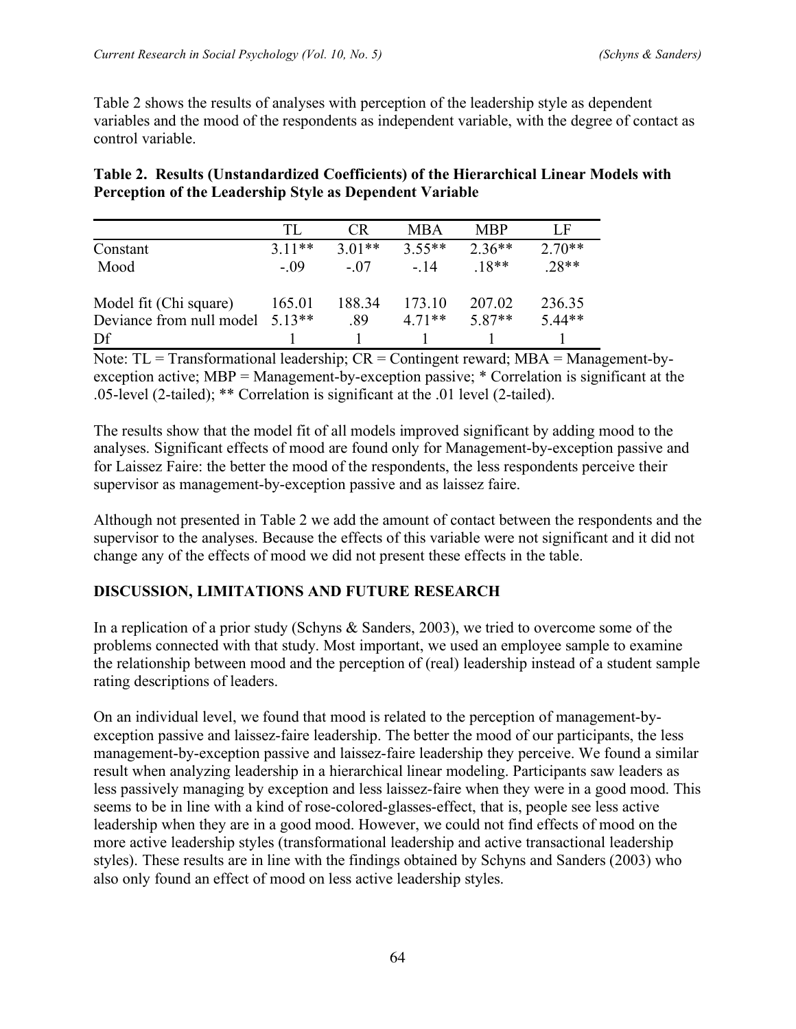Table 2 shows the results of analyses with perception of the leadership style as dependent variables and the mood of the respondents as independent variable, with the degree of contact as control variable.

**Table 2. Results (Unstandardized Coefficients) of the Hierarchical Linear Models with Perception of the Leadership Style as Dependent Variable**

| | TL | CR | MBA | MBP | LF |
|---|---|---|---|---|---|
| Constant | 3.11** | 3.01** | 3.55** | 2.36** | 2.70** |
| Mood | -.09 | -.07 | -.14 | .18** | .28** |
| Model fit (Chi square) | 165.01 | 188.34 | 173.10 | 207.02 | 236.35 |
| Deviance from null model | 5.13** | .89 | 4.71** | 5.87** | 5.44** |
| Df | 1 | 1 | 1 | 1 | 1 |

Note: TL = Transformational leadership; CR = Contingent reward; MBA = Management-by-exception active; MBP = Management-by-exception passive; * Correlation is significant at the .05-level (2-tailed); ** Correlation is significant at the .01 level (2-tailed).

The results show that the model fit of all models improved significant by adding mood to the analyses. Significant effects of mood are found only for Management-by-exception passive and for Laissez Faire: the better the mood of the respondents, the less respondents perceive their supervisor as management-by-exception passive and as laissez faire.

Although not presented in Table 2 we add the amount of contact between the respondents and the supervisor to the analyses. Because the effects of this variable were not significant and it did not change any of the effects of mood we did not present these effects in the table.

## DISCUSSION, LIMITATIONS AND FUTURE RESEARCH

In a replication of a prior study (Schyns & Sanders, 2003), we tried to overcome some of the problems connected with that study. Most important, we used an employee sample to examine the relationship between mood and the perception of (real) leadership instead of a student sample rating descriptions of leaders.

On an individual level, we found that mood is related to the perception of management-by-exception passive and laissez-faire leadership. The better the mood of our participants, the less management-by-exception passive and laissez-faire leadership they perceive. We found a similar result when analyzing leadership in a hierarchical linear modeling. Participants saw leaders as less passively managing by exception and less laissez-faire when they were in a good mood. This seems to be in line with a kind of rose-colored-glasses-effect, that is, people see less active leadership when they are in a good mood. However, we could not find effects of mood on the more active leadership styles (transformational leadership and active transactional leadership styles). These results are in line with the findings obtained by Schyns and Sanders (2003) who also only found an effect of mood on less active leadership styles.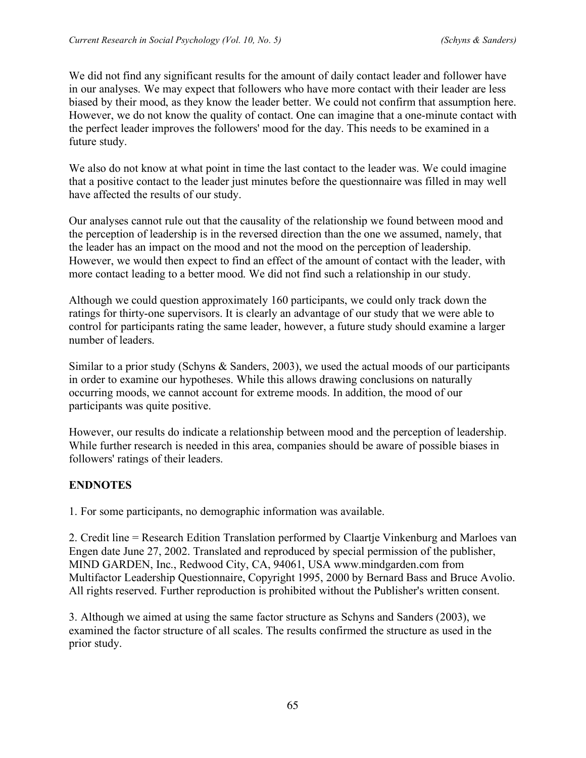We did not find any significant results for the amount of daily contact leader and follower have in our analyses. We may expect that followers who have more contact with their leader are less biased by their mood, as they know the leader better. We could not confirm that assumption here. However, we do not know the quality of contact. One can imagine that a one-minute contact with the perfect leader improves the followers' mood for the day. This needs to be examined in a future study.

We also do not know at what point in time the last contact to the leader was. We could imagine that a positive contact to the leader just minutes before the questionnaire was filled in may well have affected the results of our study.

Our analyses cannot rule out that the causality of the relationship we found between mood and the perception of leadership is in the reversed direction than the one we assumed, namely, that the leader has an impact on the mood and not the mood on the perception of leadership. However, we would then expect to find an effect of the amount of contact with the leader, with more contact leading to a better mood. We did not find such a relationship in our study.

Although we could question approximately 160 participants, we could only track down the ratings for thirty-one supervisors. It is clearly an advantage of our study that we were able to control for participants rating the same leader, however, a future study should examine a larger number of leaders.

Similar to a prior study (Schyns & Sanders, 2003), we used the actual moods of our participants in order to examine our hypotheses. While this allows drawing conclusions on naturally occurring moods, we cannot account for extreme moods. In addition, the mood of our participants was quite positive.

However, our results do indicate a relationship between mood and the perception of leadership. While further research is needed in this area, companies should be aware of possible biases in followers' ratings of their leaders.

## ENDNOTES

1. For some participants, no demographic information was available.

2. Credit line = Research Edition Translation performed by Claartje Vinkenburg and Marloes van Engen date June 27, 2002. Translated and reproduced by special permission of the publisher, MIND GARDEN, Inc., Redwood City, CA, 94061, USA www.mindgarden.com from Multifactor Leadership Questionnaire, Copyright 1995, 2000 by Bernard Bass and Bruce Avolio. All rights reserved. Further reproduction is prohibited without the Publisher's written consent.

3. Although we aimed at using the same factor structure as Schyns and Sanders (2003), we examined the factor structure of all scales. The results confirmed the structure as used in the prior study.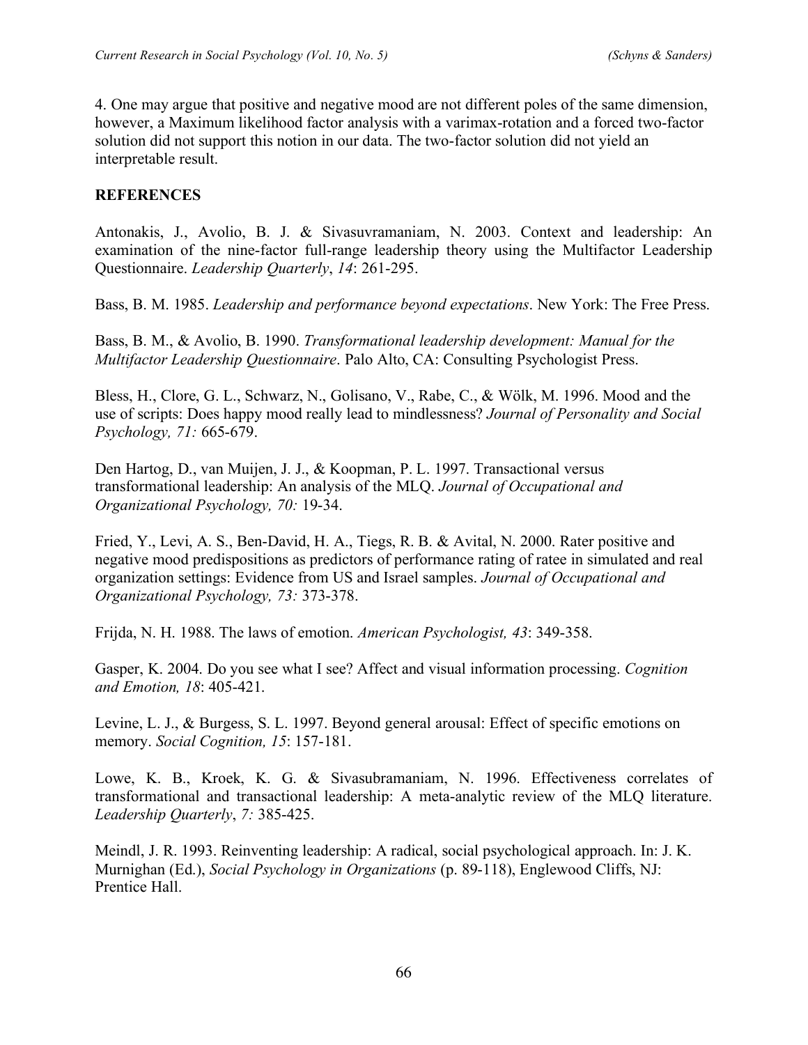4. One may argue that positive and negative mood are not different poles of the same dimension, however, a Maximum likelihood factor analysis with a varimax-rotation and a forced two-factor solution did not support this notion in our data. The two-factor solution did not yield an interpretable result.

**REFERENCES**

Antonakis, J., Avolio, B. J. & Sivasuvramaniam, N. 2003. Context and leadership: An examination of the nine-factor full-range leadership theory using the Multifactor Leadership Questionnaire. *Leadership Quarterly*, *14*: 261-295.

Bass, B. M. 1985. *Leadership and performance beyond expectations*. New York: The Free Press.

Bass, B. M., & Avolio, B. 1990. *Transformational leadership development: Manual for the Multifactor Leadership Questionnaire*. Palo Alto, CA: Consulting Psychologist Press.

Bless, H., Clore, G. L., Schwarz, N., Golisano, V., Rabe, C., & Wölk, M. 1996. Mood and the use of scripts: Does happy mood really lead to mindlessness? *Journal of Personality and Social Psychology, 71:* 665-679.

Den Hartog, D., van Muijen, J. J., & Koopman, P. L. 1997. Transactional versus transformational leadership: An analysis of the MLQ. *Journal of Occupational and Organizational Psychology, 70:* 19-34.

Fried, Y., Levi, A. S., Ben-David, H. A., Tiegs, R. B. & Avital, N. 2000. Rater positive and negative mood predispositions as predictors of performance rating of ratee in simulated and real organization settings: Evidence from US and Israel samples. *Journal of Occupational and Organizational Psychology, 73:* 373-378.

Frijda, N. H. 1988. The laws of emotion. *American Psychologist, 43*: 349-358.

Gasper, K. 2004. Do you see what I see? Affect and visual information processing. *Cognition and Emotion, 18*: 405-421.

Levine, L. J., & Burgess, S. L. 1997. Beyond general arousal: Effect of specific emotions on memory. *Social Cognition, 15*: 157-181.

Lowe, K. B., Kroek, K. G. & Sivasubramaniam, N. 1996. Effectiveness correlates of transformational and transactional leadership: A meta-analytic review of the MLQ literature. *Leadership Quarterly*, *7:* 385-425.

Meindl, J. R. 1993. Reinventing leadership: A radical, social psychological approach. In: J. K. Murnighan (Ed.), *Social Psychology in Organizations* (p. 89-118), Englewood Cliffs, NJ: Prentice Hall.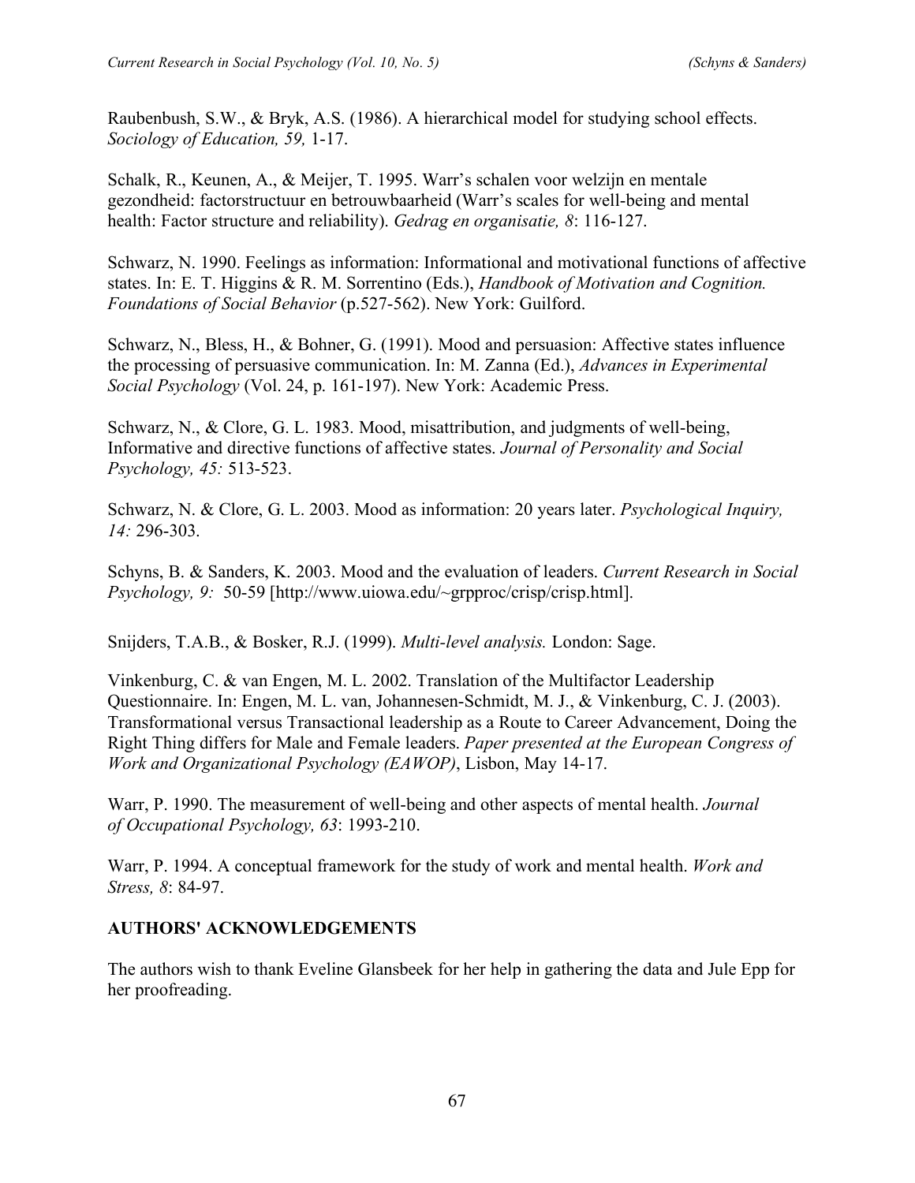Raubenbush, S.W., & Bryk, A.S. (1986). A hierarchical model for studying school effects. *Sociology of Education, 59,* 1-17.

Schalk, R., Keunen, A., & Meijer, T. 1995. Warr's schalen voor welzijn en mentale gezondheid: factorstructuur en betrouwbaarheid (Warr's scales for well-being and mental health: Factor structure and reliability). *Gedrag en organisatie, 8*: 116-127.

Schwarz, N. 1990. Feelings as information: Informational and motivational functions of affective states. In: E. T. Higgins & R. M. Sorrentino (Eds.), *Handbook of Motivation and Cognition. Foundations of Social Behavior* (p.527-562). New York: Guilford.

Schwarz, N., Bless, H., & Bohner, G. (1991). Mood and persuasion: Affective states influence the processing of persuasive communication. In: M. Zanna (Ed.), *Advances in Experimental Social Psychology* (Vol. 24, p. 161-197). New York: Academic Press.

Schwarz, N., & Clore, G. L. 1983. Mood, misattribution, and judgments of well-being, Informative and directive functions of affective states. *Journal of Personality and Social Psychology, 45:* 513-523.

Schwarz, N. & Clore, G. L. 2003. Mood as information: 20 years later. *Psychological Inquiry, 14:* 296-303.

Schyns, B. & Sanders, K. 2003. Mood and the evaluation of leaders. *Current Research in Social Psychology, 9:* 50-59 [http://www.uiowa.edu/~grpproc/crisp/crisp.html].

Snijders, T.A.B., & Bosker, R.J. (1999). *Multi-level analysis.* London: Sage.

Vinkenburg, C. & van Engen, M. L. 2002. Translation of the Multifactor Leadership Questionnaire. In: Engen, M. L. van, Johannesen-Schmidt, M. J., & Vinkenburg, C. J. (2003). Transformational versus Transactional leadership as a Route to Career Advancement, Doing the Right Thing differs for Male and Female leaders. *Paper presented at the European Congress of Work and Organizational Psychology (EAWOP)*, Lisbon, May 14-17.

Warr, P. 1990. The measurement of well-being and other aspects of mental health. *Journal of Occupational Psychology, 63*: 1993-210.

Warr, P. 1994. A conceptual framework for the study of work and mental health. *Work and Stress, 8*: 84-97.

## AUTHORS' ACKNOWLEDGEMENTS

The authors wish to thank Eveline Glansbeek for her help in gathering the data and Jule Epp for her proofreading.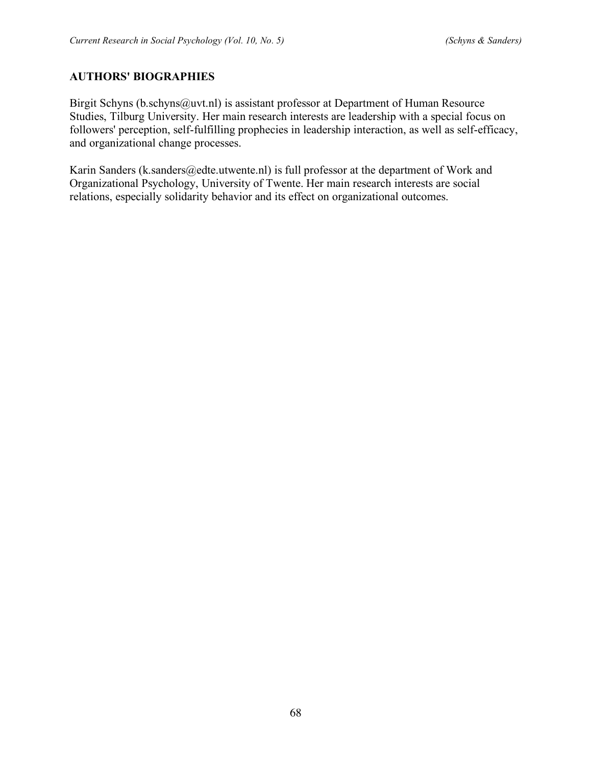## AUTHORS' BIOGRAPHIES

Birgit Schyns (b.schyns@uvt.nl) is assistant professor at Department of Human Resource Studies, Tilburg University. Her main research interests are leadership with a special focus on followers' perception, self-fulfilling prophecies in leadership interaction, as well as self-efficacy, and organizational change processes.

Karin Sanders (k.sanders@edte.utwente.nl) is full professor at the department of Work and Organizational Psychology, University of Twente. Her main research interests are social relations, especially solidarity behavior and its effect on organizational outcomes.